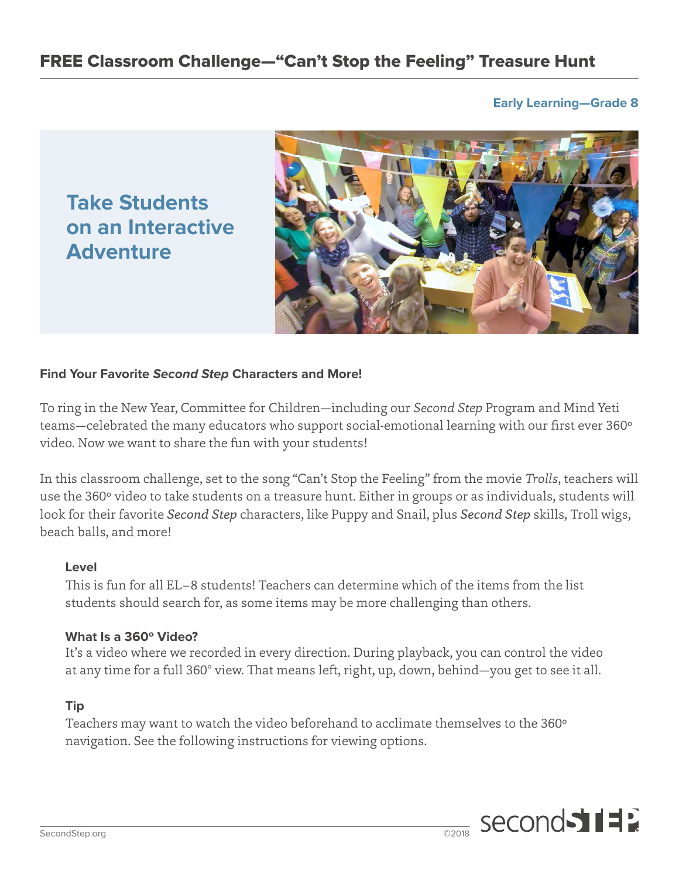# FREE Classroom Challenge—"Can't Stop the Feeling" Treasure Hunt

**Early Learning—Grade 8**

## Take Students on an Interactive Adventure

### Find Your Favorite *Second Step* Characters and More!

To ring in the New Year, Committee for Children—including our *Second Step* Program and Mind Yeti teams—celebrated the many educators who support social-emotional learning with our first ever 360º video. Now we want to share the fun with your students!

In this classroom challenge, set to the song "Can't Stop the Feeling" from the movie *Trolls*, teachers will use the 360º video to take students on a treasure hunt. Either in groups or as individuals, students will look for their favorite *Second Step* characters, like Puppy and Snail, plus *Second Step* skills, Troll wigs, beach balls, and more!

**Level**
This is fun for all EL–8 students! Teachers can determine which of the items from the list students should search for, as some items may be more challenging than others.

**What Is a 360º Video?**
It's a video where we recorded in every direction. During playback, you can control the video at any time for a full 360° view. That means left, right, up, down, behind—you get to see it all.

**Tip**
Teachers may want to watch the video beforehand to acclimate themselves to the 360º navigation. See the following instructions for viewing options.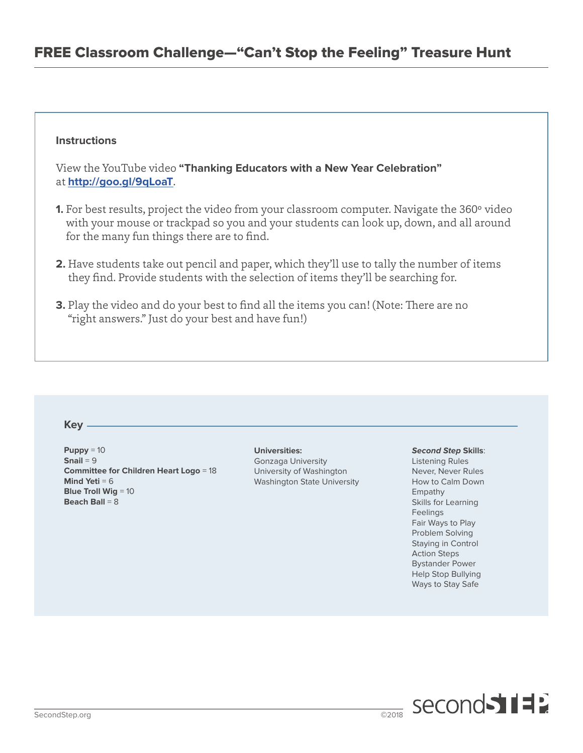# FREE Classroom Challenge—“Can’t Stop the Feeling” Treasure Hunt

**Instructions**

View the YouTube video **“Thanking Educators with a New Year Celebration”** at **http://goo.gl/9qLoaT**.

1. For best results, project the video from your classroom computer. Navigate the 360º video with your mouse or trackpad so you and your students can look up, down, and all around for the many fun things there are to find.
2. Have students take out pencil and paper, which they’ll use to tally the number of items they find. Provide students with the selection of items they’ll be searching for.
3. Play the video and do your best to find all the items you can! (Note: There are no “right answers.” Just do your best and have fun!)

## Key

**Puppy** = 10
**Snail** = 9
**Committee for Children Heart Logo** = 18
**Mind Yeti** = 6
**Blue Troll Wig** = 10
**Beach Ball** = 8

**Universities:**
Gonzaga University
University of Washington
Washington State University

***Second Step* Skills**:
Listening Rules
Never, Never Rules
How to Calm Down
Empathy
Skills for Learning
Feelings
Fair Ways to Play
Problem Solving
Staying in Control
Action Steps
Bystander Power
Help Stop Bullying
Ways to Stay Safe

SecondStep.org ©2018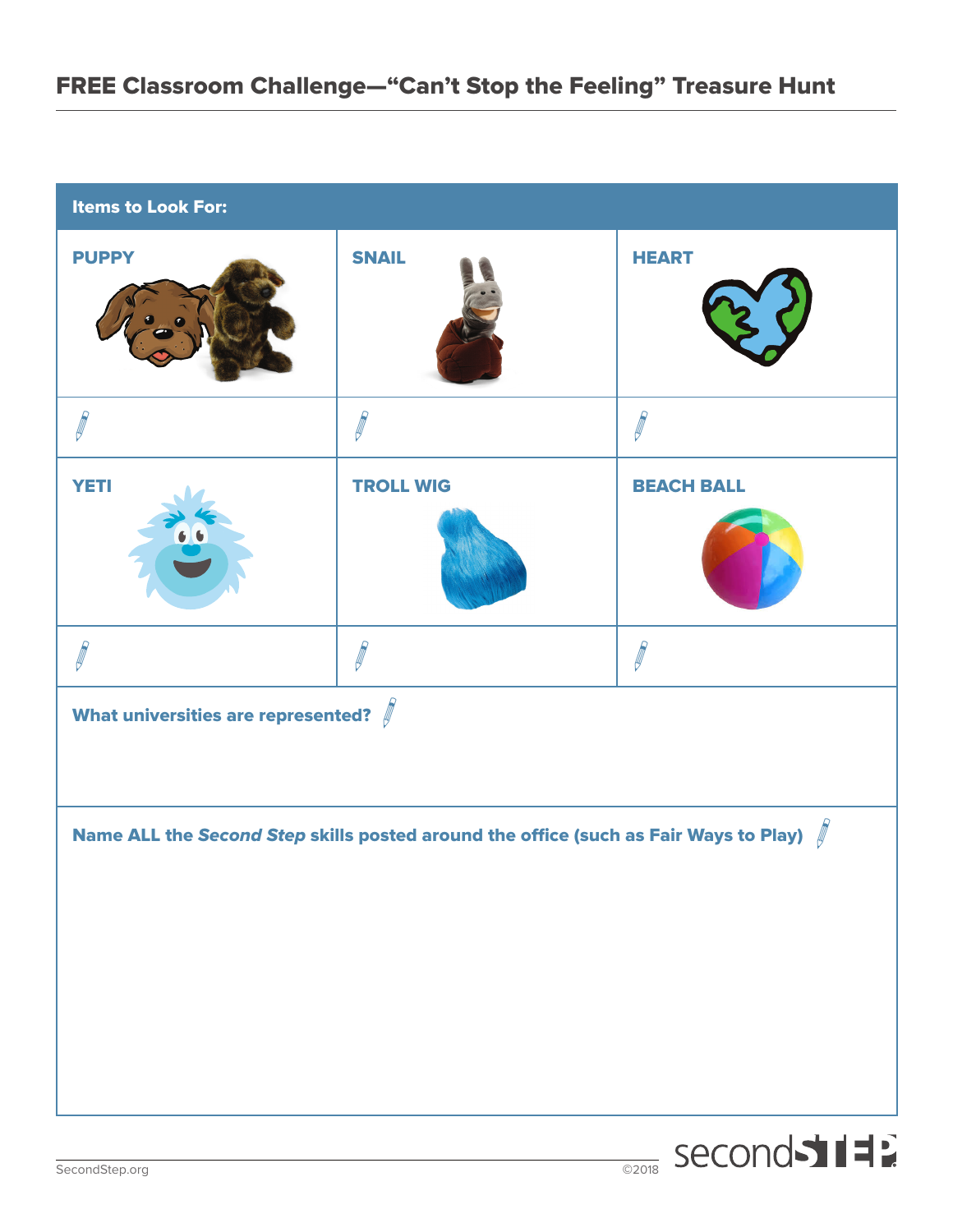## FREE Classroom Challenge—"Can't Stop the Feeling" Treasure Hunt

**Items to Look For:**

| PUPPY | SNAIL | HEART |
|---|---|---|
| | | |
| **YETI** | **TROLL WIG** | **BEACH BALL** |
| | | |

**What universities are represented?**

**Name ALL the *Second Step* skills posted around the office (such as Fair Ways to Play)**

SecondStep.org ©2018